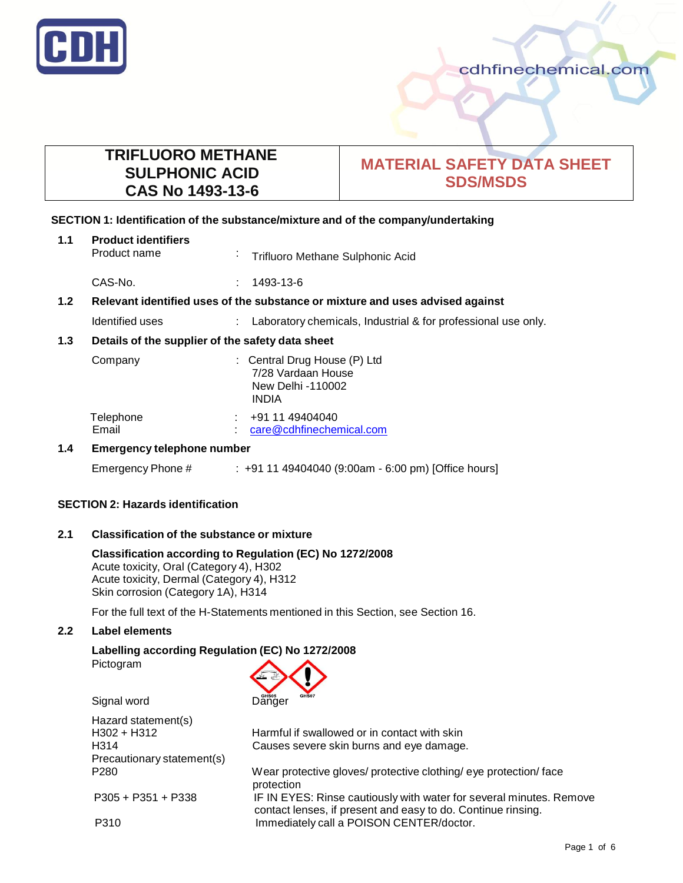# TRIFLUORO METHANE SULPHONIC ACID CAS No 1493-13-6

**MATERIAL SAFETY DATA SHEET SDS/MSDS**

## SECTION 1: Identification of the substance/mixture and of the company/undertaking

### 1.1 Product identifiers

Product name : Trifluoro Methane Sulphonic Acid

CAS-No. : 1493-13-6

### 1.2 Relevant identified uses of the substance or mixture and uses advised against

Identified uses : Laboratory chemicals, Industrial & for professional use only.

### 1.3 Details of the supplier of the safety data sheet

Company : Central Drug House (P) Ltd
7/28 Vardaan House
New Delhi -110002
INDIA

Telephone : +91 11 49404040
Email : care@cdhfinechemical.com

### 1.4 Emergency telephone number

Emergency Phone # : +91 11 49404040 (9:00am - 6:00 pm) [Office hours]

## SECTION 2: Hazards identification

### 2.1 Classification of the substance or mixture

**Classification according to Regulation (EC) No 1272/2008**
Acute toxicity, Oral (Category 4), H302
Acute toxicity, Dermal (Category 4), H312
Skin corrosion (Category 1A), H314

For the full text of the H-Statements mentioned in this Section, see Section 16.

### 2.2 Label elements

**Labelling according Regulation (EC) No 1272/2008**

Pictogram: GHS05, GHS07

Signal word: Danger

Hazard statement(s)

| | |
|---|---|
| H302 + H312 | Harmful if swallowed or in contact with skin |
| H314 | Causes severe skin burns and eye damage. |

Precautionary statement(s)

| | |
|---|---|
| P280 | Wear protective gloves/ protective clothing/ eye protection/ face protection |
| P305 + P351 + P338 | IF IN EYES: Rinse cautiously with water for several minutes. Remove contact lenses, if present and easy to do. Continue rinsing. |
| P310 | Immediately call a POISON CENTER/doctor. |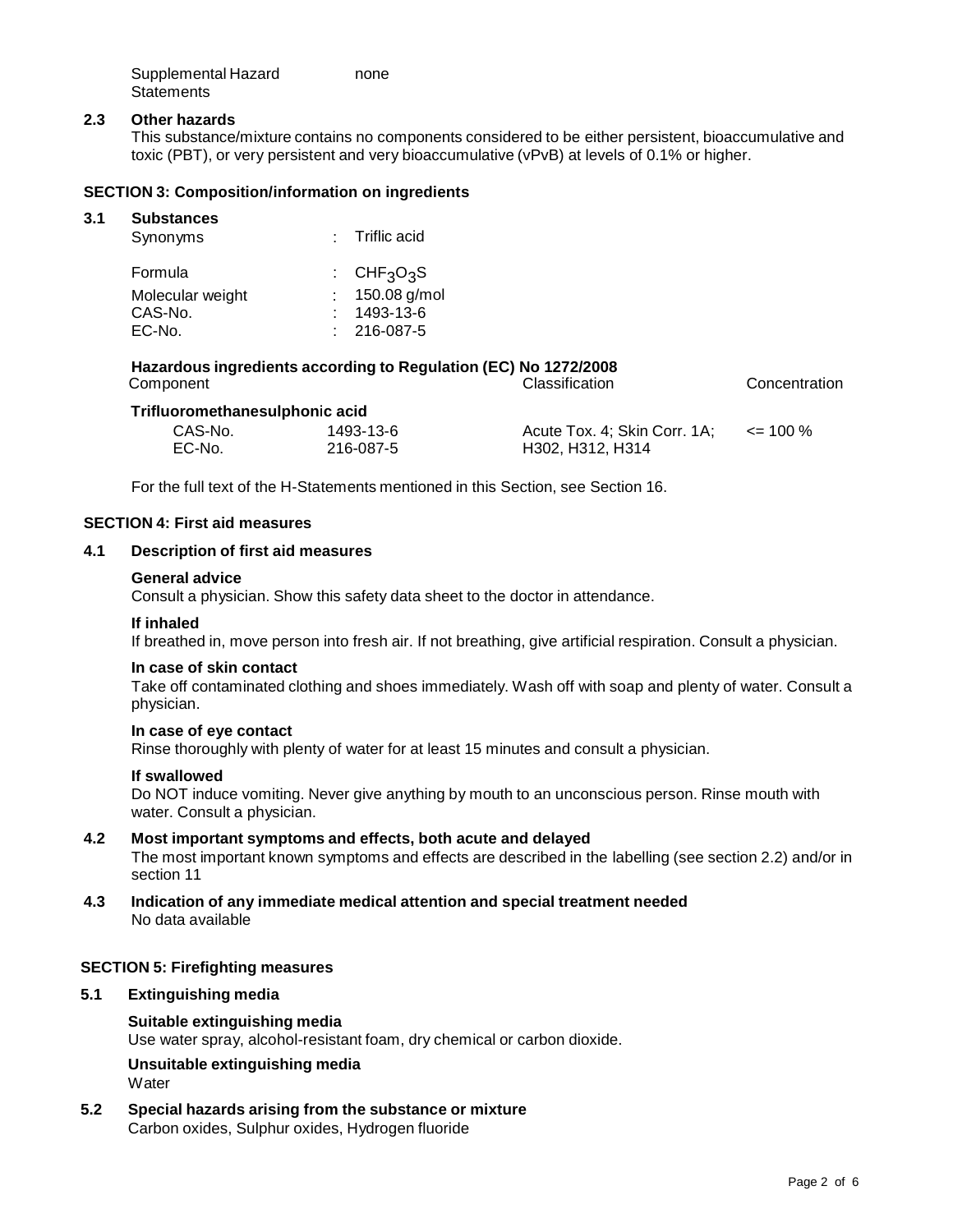Supplemental Hazard Statements: none

### 2.3 Other hazards

This substance/mixture contains no components considered to be either persistent, bioaccumulative and toxic (PBT), or very persistent and very bioaccumulative (vPvB) at levels of 0.1% or higher.

## SECTION 3: Composition/information on ingredients

### 3.1 Substances

| | | |
|---|---|---|
| Synonyms | : | Triflic acid |
| Formula | : | $CHF_3O_3S$ |
| Molecular weight | : | 150.08 g/mol |
| CAS-No. | : | 1493-13-6 |
| EC-No. | : | 216-087-5 |

**Hazardous ingredients according to Regulation (EC) No 1272/2008**

| Component | | Classification | Concentration |
|---|---|---|---|
| **Trifluoromethanesulphonic acid** | | | |
| CAS-No. EC-No. | 1493-13-6 216-087-5 | Acute Tox. 4; Skin Corr. 1A; H302, H312, H314 | <= 100 % |

For the full text of the H-Statements mentioned in this Section, see Section 16.

## SECTION 4: First aid measures

### 4.1 Description of first aid measures

**General advice**

Consult a physician. Show this safety data sheet to the doctor in attendance.

**If inhaled**

If breathed in, move person into fresh air. If not breathing, give artificial respiration. Consult a physician.

**In case of skin contact**

Take off contaminated clothing and shoes immediately. Wash off with soap and plenty of water. Consult a physician.

**In case of eye contact**

Rinse thoroughly with plenty of water for at least 15 minutes and consult a physician.

**If swallowed**

Do NOT induce vomiting. Never give anything by mouth to an unconscious person. Rinse mouth with water. Consult a physician.

### 4.2 Most important symptoms and effects, both acute and delayed

The most important known symptoms and effects are described in the labelling (see section 2.2) and/or in section 11

### 4.3 Indication of any immediate medical attention and special treatment needed

No data available

## SECTION 5: Firefighting measures

### 5.1 Extinguishing media

**Suitable extinguishing media**

Use water spray, alcohol-resistant foam, dry chemical or carbon dioxide.

**Unsuitable extinguishing media**

Water

### 5.2 Special hazards arising from the substance or mixture

Carbon oxides, Sulphur oxides, Hydrogen fluoride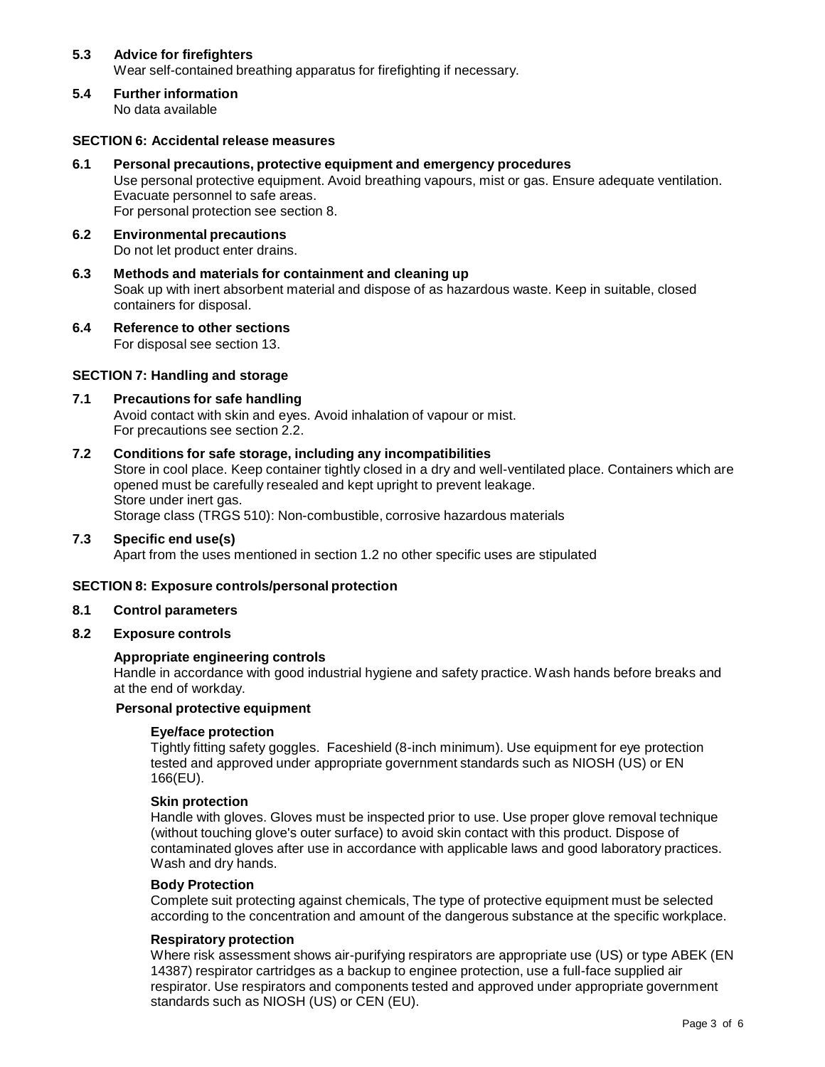### 5.3 Advice for firefighters

Wear self-contained breathing apparatus for firefighting if necessary.

### 5.4 Further information

No data available

## SECTION 6: Accidental release measures

### 6.1 Personal precautions, protective equipment and emergency procedures

Use personal protective equipment. Avoid breathing vapours, mist or gas. Ensure adequate ventilation. Evacuate personnel to safe areas.
For personal protection see section 8.

### 6.2 Environmental precautions

Do not let product enter drains.

### 6.3 Methods and materials for containment and cleaning up

Soak up with inert absorbent material and dispose of as hazardous waste. Keep in suitable, closed containers for disposal.

### 6.4 Reference to other sections

For disposal see section 13.

## SECTION 7: Handling and storage

### 7.1 Precautions for safe handling

Avoid contact with skin and eyes. Avoid inhalation of vapour or mist.
For precautions see section 2.2.

### 7.2 Conditions for safe storage, including any incompatibilities

Store in cool place. Keep container tightly closed in a dry and well-ventilated place. Containers which are opened must be carefully resealed and kept upright to prevent leakage.
Store under inert gas.
Storage class (TRGS 510): Non-combustible, corrosive hazardous materials

### 7.3 Specific end use(s)

Apart from the uses mentioned in section 1.2 no other specific uses are stipulated

## SECTION 8: Exposure controls/personal protection

### 8.1 Control parameters

### 8.2 Exposure controls

**Appropriate engineering controls**

Handle in accordance with good industrial hygiene and safety practice. Wash hands before breaks and at the end of workday.

**Personal protective equipment**

**Eye/face protection**

Tightly fitting safety goggles. Faceshield (8-inch minimum). Use equipment for eye protection tested and approved under appropriate government standards such as NIOSH (US) or EN 166(EU).

**Skin protection**

Handle with gloves. Gloves must be inspected prior to use. Use proper glove removal technique (without touching glove's outer surface) to avoid skin contact with this product. Dispose of contaminated gloves after use in accordance with applicable laws and good laboratory practices. Wash and dry hands.

**Body Protection**

Complete suit protecting against chemicals, The type of protective equipment must be selected according to the concentration and amount of the dangerous substance at the specific workplace.

**Respiratory protection**

Where risk assessment shows air-purifying respirators are appropriate use (US) or type ABEK (EN 14387) respirator cartridges as a backup to enginee protection, use a full-face supplied air respirator. Use respirators and components tested and approved under appropriate government standards such as NIOSH (US) or CEN (EU).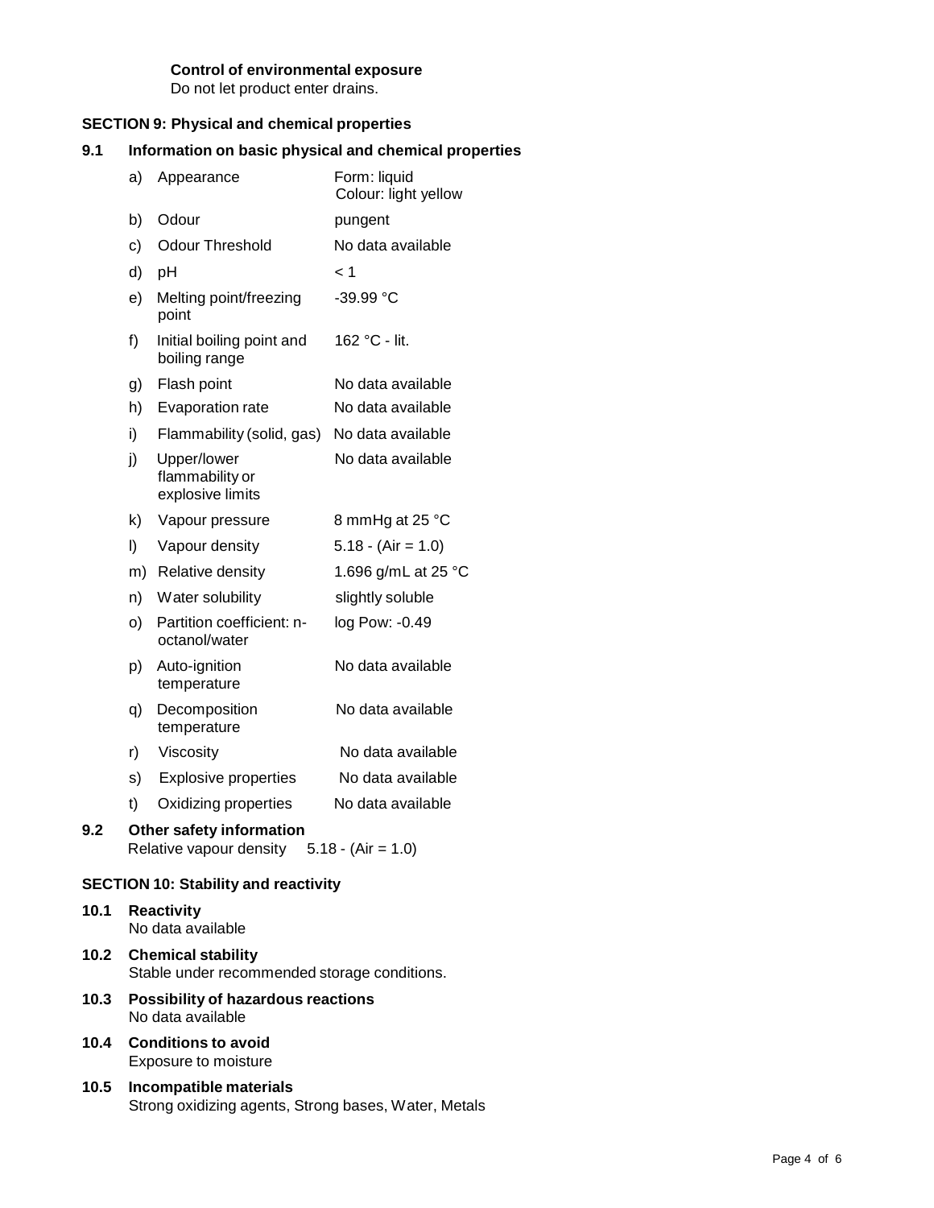**Control of environmental exposure**
Do not let product enter drains.

## SECTION 9: Physical and chemical properties

### 9.1 Information on basic physical and chemical properties

| | | |
|---|---|---|
| a) | Appearance | Form: liquid<br>Colour: light yellow |
| b) | Odour | pungent |
| c) | Odour Threshold | No data available |
| d) | pH | < 1 |
| e) | Melting point/freezing point | -39.99 °C |
| f) | Initial boiling point and boiling range | 162 °C - lit. |
| g) | Flash point | No data available |
| h) | Evaporation rate | No data available |
| i) | Flammability (solid, gas) | No data available |
| j) | Upper/lower flammability or explosive limits | No data available |
| k) | Vapour pressure | 8 mmHg at 25 °C |
| l) | Vapour density | 5.18 - (Air = 1.0) |
| m) | Relative density | 1.696 g/mL at 25 °C |
| n) | Water solubility | slightly soluble |
| o) | Partition coefficient: n-octanol/water | log Pow: -0.49 |
| p) | Auto-ignition temperature | No data available |
| q) | Decomposition temperature | No data available |
| r) | Viscosity | No data available |
| s) | Explosive properties | No data available |
| t) | Oxidizing properties | No data available |

### 9.2 Other safety information

Relative vapour density 5.18 - (Air = 1.0)

## SECTION 10: Stability and reactivity

### 10.1 Reactivity

No data available

### 10.2 Chemical stability

Stable under recommended storage conditions.

### 10.3 Possibility of hazardous reactions

No data available

### 10.4 Conditions to avoid

Exposure to moisture

### 10.5 Incompatible materials

Strong oxidizing agents, Strong bases, Water, Metals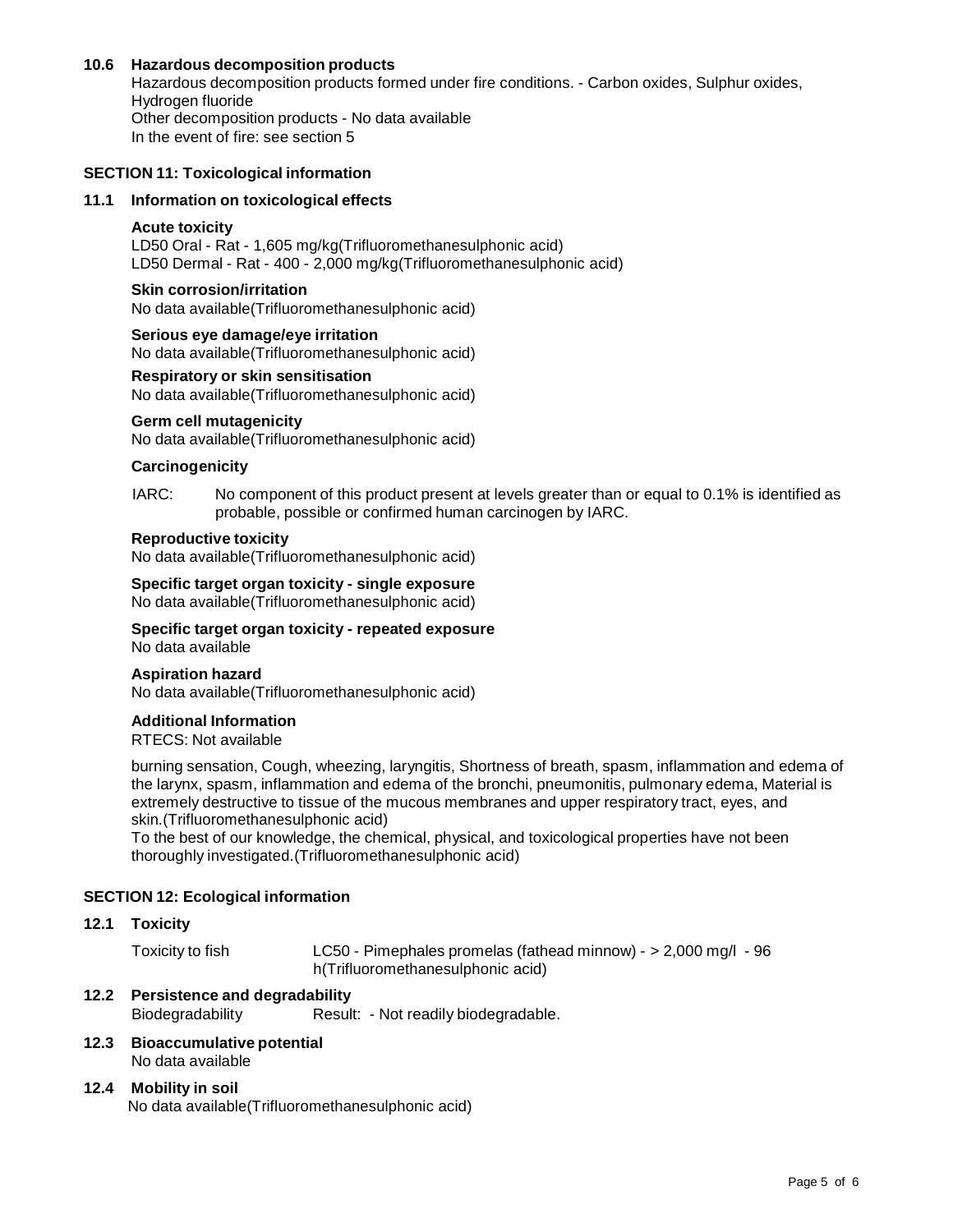### 10.6 Hazardous decomposition products

Hazardous decomposition products formed under fire conditions. - Carbon oxides, Sulphur oxides, Hydrogen fluoride
Other decomposition products - No data available
In the event of fire: see section 5

## SECTION 11: Toxicological information

### 11.1 Information on toxicological effects

**Acute toxicity**
LD50 Oral - Rat - 1,605 mg/kg(Trifluoromethanesulphonic acid)
LD50 Dermal - Rat - 400 - 2,000 mg/kg(Trifluoromethanesulphonic acid)

**Skin corrosion/irritation**
No data available(Trifluoromethanesulphonic acid)

**Serious eye damage/eye irritation**
No data available(Trifluoromethanesulphonic acid)

**Respiratory or skin sensitisation**
No data available(Trifluoromethanesulphonic acid)

**Germ cell mutagenicity**
No data available(Trifluoromethanesulphonic acid)

**Carcinogenicity**

IARC: No component of this product present at levels greater than or equal to 0.1% is identified as probable, possible or confirmed human carcinogen by IARC.

**Reproductive toxicity**
No data available(Trifluoromethanesulphonic acid)

**Specific target organ toxicity - single exposure**
No data available(Trifluoromethanesulphonic acid)

**Specific target organ toxicity - repeated exposure**
No data available

**Aspiration hazard**
No data available(Trifluoromethanesulphonic acid)

**Additional Information**
RTECS: Not available

burning sensation, Cough, wheezing, laryngitis, Shortness of breath, spasm, inflammation and edema of the larynx, spasm, inflammation and edema of the bronchi, pneumonitis, pulmonary edema, Material is extremely destructive to tissue of the mucous membranes and upper respiratory tract, eyes, and skin.(Trifluoromethanesulphonic acid)
To the best of our knowledge, the chemical, physical, and toxicological properties have not been thoroughly investigated.(Trifluoromethanesulphonic acid)

## SECTION 12: Ecological information

### 12.1 Toxicity

Toxicity to fish LC50 - Pimephales promelas (fathead minnow) - > 2,000 mg/l - 96 h(Trifluoromethanesulphonic acid)

### 12.2 Persistence and degradability

Biodegradability Result: - Not readily biodegradable.

### 12.3 Bioaccumulative potential

No data available

### 12.4 Mobility in soil

No data available(Trifluoromethanesulphonic acid)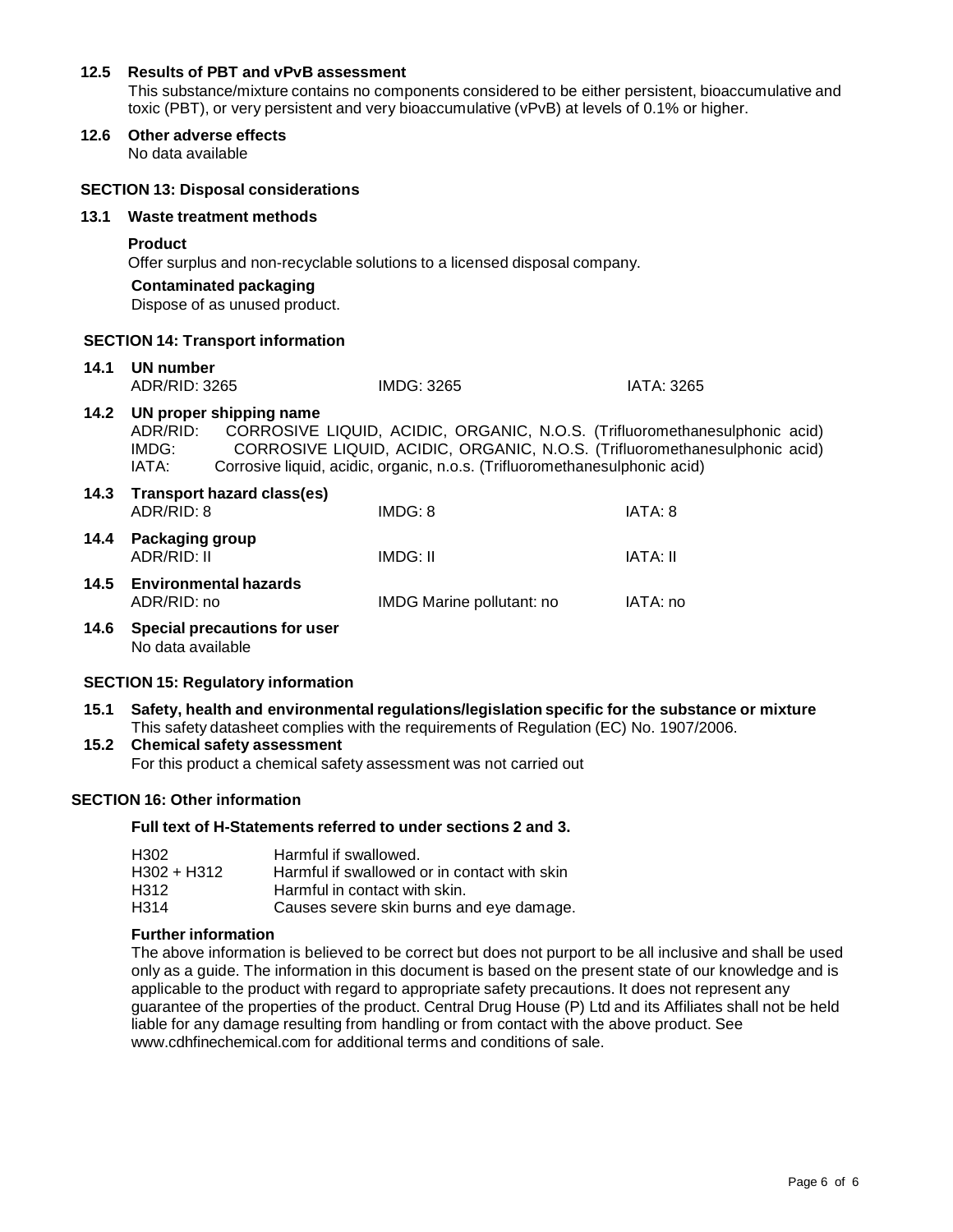### 12.5 Results of PBT and vPvB assessment

This substance/mixture contains no components considered to be either persistent, bioaccumulative and toxic (PBT), or very persistent and very bioaccumulative (vPvB) at levels of 0.1% or higher.

### 12.6 Other adverse effects

No data available

## SECTION 13: Disposal considerations

### 13.1 Waste treatment methods

**Product**

Offer surplus and non-recyclable solutions to a licensed disposal company.

**Contaminated packaging**

Dispose of as unused product.

## SECTION 14: Transport information

### 14.1 UN number

| | | |
|---|---|---|
| ADR/RID: 3265 | IMDG: 3265 | IATA: 3265 |

### 14.2 UN proper shipping name

ADR/RID: CORROSIVE LIQUID, ACIDIC, ORGANIC, N.O.S. (Trifluoromethanesulphonic acid)
IMDG: CORROSIVE LIQUID, ACIDIC, ORGANIC, N.O.S. (Trifluoromethanesulphonic acid)
IATA: Corrosive liquid, acidic, organic, n.o.s. (Trifluoromethanesulphonic acid)

### 14.3 Transport hazard class(es)

| | | |
|---|---|---|
| ADR/RID: 8 | IMDG: 8 | IATA: 8 |

### 14.4 Packaging group

| | | |
|---|---|---|
| ADR/RID: II | IMDG: II | IATA: II |

### 14.5 Environmental hazards

| | | |
|---|---|---|
| ADR/RID: no | IMDG Marine pollutant: no | IATA: no |

### 14.6 Special precautions for user

No data available

## SECTION 15: Regulatory information

### 15.1 Safety, health and environmental regulations/legislation specific for the substance or mixture

This safety datasheet complies with the requirements of Regulation (EC) No. 1907/2006.

### 15.2 Chemical safety assessment

For this product a chemical safety assessment was not carried out

## SECTION 16: Other information

**Full text of H-Statements referred to under sections 2 and 3.**

| | |
|---|---|
| H302 | Harmful if swallowed. |
| H302 + H312 | Harmful if swallowed or in contact with skin |
| H312 | Harmful in contact with skin. |
| H314 | Causes severe skin burns and eye damage. |

**Further information**

The above information is believed to be correct but does not purport to be all inclusive and shall be used only as a guide. The information in this document is based on the present state of our knowledge and is applicable to the product with regard to appropriate safety precautions. It does not represent any guarantee of the properties of the product. Central Drug House (P) Ltd and its Affiliates shall not be held liable for any damage resulting from handling or from contact with the above product. See www.cdhfinechemical.com for additional terms and conditions of sale.